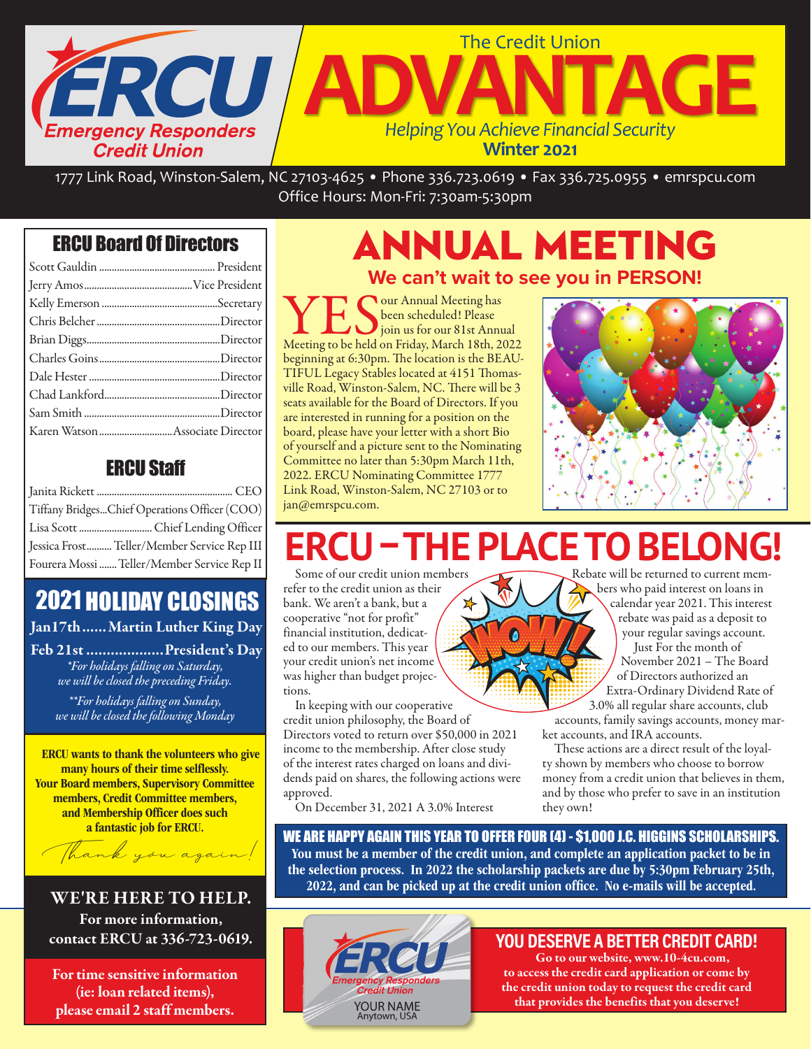# ERCU Emergency Responders Credit Union

## The Credit Union ADVANTAGE

*Helping You Achieve Financial Security*

**Winter 2021**

1777 Link Road, Winston-Salem, NC 27103-4625 • Phone 336.723.0619 • Fax 336.725.0955 • emrspcu.com
Office Hours: Mon-Fri: 7:30am-5:30pm

### ERCU Board Of Directors

| | |
|---|---|
| Scott Gauldin | President |
| Jerry Amos | Vice President |
| Kelly Emerson | Secretary |
| Chris Belcher | Director |
| Brian Diggs | Director |
| Charles Goins | Director |
| Dale Hester | Director |
| Chad Lankford | Director |
| Sam Smith | Director |
| Karen Watson | Associate Director |

### ERCU Staff

| | |
|---|---|
| Janita Rickett | CEO |
| Tiffany Bridges | Chief Operations Officer (COO) |
| Lisa Scott | Chief Lending Officer |
| Jessica Frost | Teller/Member Service Rep III |
| Fourera Mossi | Teller/Member Service Rep II |

### 2021 HOLIDAY CLOSINGS

**Jan17th...... Martin Luther King Day**

**Feb 21st ................... President's Day**

*\*For holidays falling on Saturday, we will be closed the preceding Friday.*

*\*\*For holidays falling on Sunday, we will be closed the following Monday*

**ERCU wants to thank the volunteers who give many hours of their time selflessly. Your Board members, Supervisory Committee members, Credit Committee members, and Membership Officer does such a fantastic job for ERCU.**

*Thank you again!*

**WE'RE HERE TO HELP.**

**For more information, contact ERCU at 336-723-0619.**

**For time sensitive information (ie: loan related items), please email 2 staff members.**

# ANNUAL MEETING

## We can't wait to see you in PERSON!

YES our Annual Meeting has been scheduled! Please join us for our 81st Annual Meeting to be held on Friday, March 18th, 2022 beginning at 6:30pm. The location is the BEAUTIFUL Legacy Stables located at 4151 Thomasville Road, Winston-Salem, NC. There will be 3 seats available for the Board of Directors. If you are interested in running for a position on the board, please have your letter with a short Bio of yourself and a picture sent to the Nominating Committee no later than 5:30pm March 11th, 2022. ERCU Nominating Committee 1777 Link Road, Winston-Salem, NC 27103 or to jan@emrspcu.com.

# ERCU – THE PLACE TO BELONG!

Some of our credit union members refer to the credit union as their bank. We aren't a bank, but a cooperative "not for profit" financial institution, dedicated to our members. This year your credit union's net income was higher than budget projections.

In keeping with our cooperative credit union philosophy, the Board of Directors voted to return over $50,000 in 2021 income to the membership. After close study of the interest rates charged on loans and dividends paid on shares, the following actions were approved.

On December 31, 2021 A 3.0% Interest Rebate will be returned to current members who paid interest on loans in calendar year 2021. This interest rebate was paid as a deposit to your regular savings account.

Just For the month of November 2021 – The Board of Directors authorized an Extra-Ordinary Dividend Rate of 3.0% all regular share accounts, club accounts, family savings accounts, money market accounts, and IRA accounts.

These actions are a direct result of the loyalty shown by members who choose to borrow money from a credit union that believes in them, and by those who prefer to save in an institution they own!

**WE ARE HAPPY AGAIN THIS YEAR TO OFFER FOUR (4) - $1,000 J.C. HIGGINS SCHOLARSHIPS. You must be a member of the credit union, and complete an application packet to be in the selection process. In 2022 the scholarship packets are due by 5:30pm February 25th, 2022, and can be picked up at the credit union office. No e-mails will be accepted.**

### YOU DESERVE A BETTER CREDIT CARD!

**Go to our website, www.10-4cu.com, to access the credit card application or come by the credit union today to request the credit card that provides the benefits that you deserve!**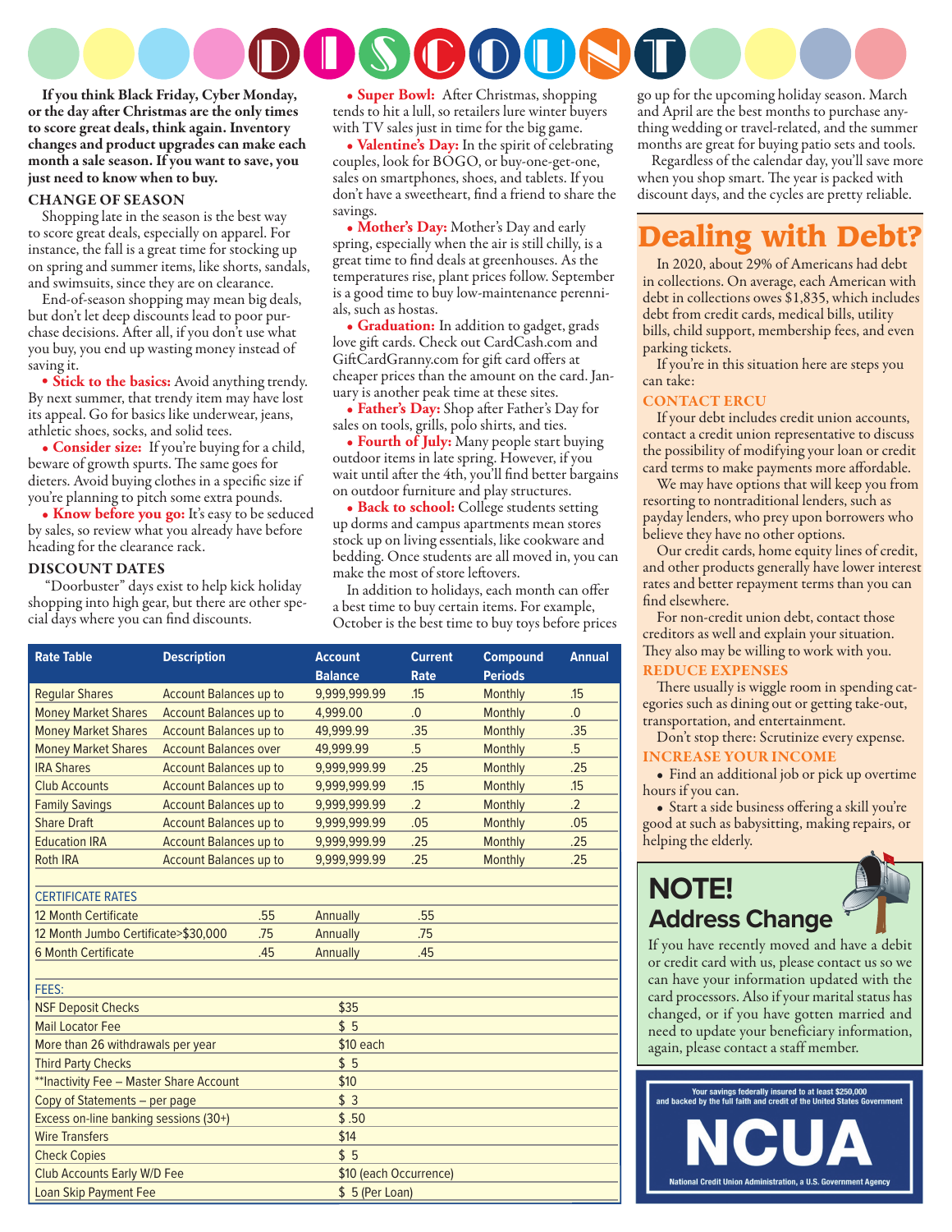# DISCOUNT

**If you think Black Friday, Cyber Monday, or the day after Christmas are the only times to score great deals, think again. Inventory changes and product upgrades can make each month a sale season. If you want to save, you just need to know when to buy.**

## CHANGE OF SEASON

Shopping late in the season is the best way to score great deals, especially on apparel. For instance, the fall is a great time for stocking up on spring and summer items, like shorts, sandals, and swimsuits, since they are on clearance.

End-of-season shopping may mean big deals, but don't let deep discounts lead to poor purchase decisions. After all, if you don't use what you buy, you end up wasting money instead of saving it.

- **Stick to the basics:** Avoid anything trendy. By next summer, that trendy item may have lost its appeal. Go for basics like underwear, jeans, athletic shoes, socks, and solid tees.
- **Consider size:** If you're buying for a child, beware of growth spurts. The same goes for dieters. Avoid buying clothes in a specific size if you're planning to pitch some extra pounds.
- **Know before you go:** It's easy to be seduced by sales, so review what you already have before heading for the clearance rack.

## DISCOUNT DATES

"Doorbuster" days exist to help kick holiday shopping into high gear, but there are other special days where you can find discounts.

- **Super Bowl:** After Christmas, shopping tends to hit a lull, so retailers lure winter buyers with TV sales just in time for the big game.
- **Valentine's Day:** In the spirit of celebrating couples, look for BOGO, or buy-one-get-one, sales on smartphones, shoes, and tablets. If you don't have a sweetheart, find a friend to share the savings.
- **Mother's Day:** Mother's Day and early spring, especially when the air is still chilly, is a great time to find deals at greenhouses. As the temperatures rise, plant prices follow. September is a good time to buy low-maintenance perennials, such as hostas.
- **Graduation:** In addition to gadget, grads love gift cards. Check out CardCash.com and GiftCardGranny.com for gift card offers at cheaper prices than the amount on the card. January is another peak time at these sites.
- **Father's Day:** Shop after Father's Day for sales on tools, grills, polo shirts, and ties.
- **Fourth of July:** Many people start buying outdoor items in late spring. However, if you wait until after the 4th, you'll find better bargains on outdoor furniture and play structures.
- **Back to school:** College students setting up dorms and campus apartments mean stores stock up on living essentials, like cookware and bedding. Once students are all moved in, you can make the most of store leftovers.

In addition to holidays, each month can offer a best time to buy certain items. For example, October is the best time to buy toys before prices go up for the upcoming holiday season. March and April are the best months to purchase anything wedding or travel-related, and the summer months are great for buying patio sets and tools.

Regardless of the calendar day, you'll save more when you shop smart. The year is packed with discount days, and the cycles are pretty reliable.

# Dealing with Debt?

In 2020, about 29% of Americans had debt in collections. On average, each American with debt in collections owes $1,835, which includes debt from credit cards, medical bills, utility bills, child support, membership fees, and even parking tickets.

If you're in this situation here are steps you can take:

## CONTACT ERCU

If your debt includes credit union accounts, contact a credit union representative to discuss the possibility of modifying your loan or credit card terms to make payments more affordable.

We may have options that will keep you from resorting to nontraditional lenders, such as payday lenders, who prey upon borrowers who believe they have no other options.

Our credit cards, home equity lines of credit, and other products generally have lower interest rates and better repayment terms than you can find elsewhere.

For non-credit union debt, contact those creditors as well and explain your situation. They also may be willing to work with you.

## REDUCE EXPENSES

There usually is wiggle room in spending categories such as dining out or getting take-out, transportation, and entertainment.

Don't stop there: Scrutinize every expense.

## INCREASE YOUR INCOME

- Find an additional job or pick up overtime hours if you can.
- Start a side business offering a skill you're good at such as babysitting, making repairs, or helping the elderly.

| Rate Table | Description | Account Balance | Current Rate | Compound Periods | Annual |
|---|---|---|---|---|---|
| Regular Shares | Account Balances up to | 9,999,999.99 | .15 | Monthly | .15 |
| Money Market Shares | Account Balances up to | 4,999.00 | .0 | Monthly | .0 |
| Money Market Shares | Account Balances up to | 49,999.99 | .35 | Monthly | .35 |
| Money Market Shares | Account Balances over | 49,999.99 | .5 | Monthly | .5 |
| IRA Shares | Account Balances up to | 9,999,999.99 | .25 | Monthly | .25 |
| Club Accounts | Account Balances up to | 9,999,999.99 | .15 | Monthly | .15 |
| Family Savings | Account Balances up to | 9,999,999.99 | .2 | Monthly | .2 |
| Share Draft | Account Balances up to | 9,999,999.99 | .05 | Monthly | .05 |
| Education IRA | Account Balances up to | 9,999,999.99 | .25 | Monthly | .25 |
| Roth IRA | Account Balances up to | 9,999,999.99 | .25 | Monthly | .25 |

| CERTIFICATE RATES | | | |
|---|---|---|---|
| 12 Month Certificate | .55 | Annually | .55 |
| 12 Month Jumbo Certificate>$30,000 | .75 | Annually | .75 |
| 6 Month Certificate | .45 | Annually | .45 |

| FEES: | |
|---|---|
| NSF Deposit Checks | $35 |
| Mail Locator Fee | $ 5 |
| More than 26 withdrawals per year | $10 each |
| Third Party Checks | $ 5 |
| **Inactivity Fee – Master Share Account | $10 |
| Copy of Statements – per page | $ 3 |
| Excess on-line banking sessions (30+) | $ .50 |
| Wire Transfers | $14 |
| Check Copies | $ 5 |
| Club Accounts Early W/D Fee | $10 (each Occurrence) |
| Loan Skip Payment Fee | $ 5 (Per Loan) |

## NOTE! Address Change

If you have recently moved and have a debit or credit card with us, please contact us so we can have your information updated with the card processors. Also if your marital status has changed, or if you have gotten married and need to update your beneficiary information, again, please contact a staff member.

Your savings federally insured to at least $250,000 and backed by the full faith and credit of the United States Government

NCUA

National Credit Union Administration, a U.S. Government Agency